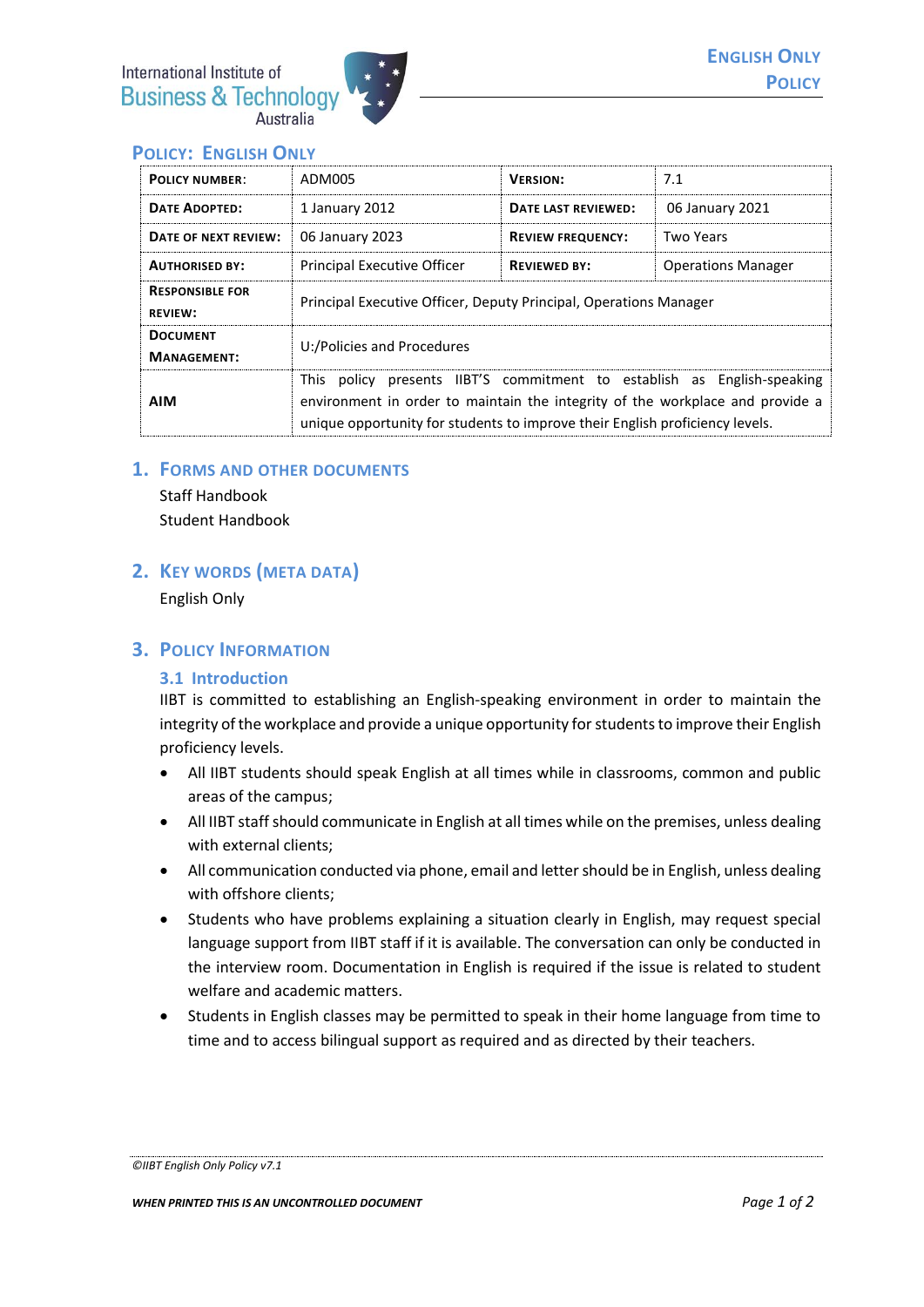## POLICY: ENGLISH ONLY

| **POLICY NUMBER:** | ADM005 | **VERSION:** | 7.1 |
|---|---|---|---|
| **DATE ADOPTED:** | 1 January 2012 | **DATE LAST REVIEWED:** | 06 January 2021 |
| **DATE OF NEXT REVIEW:** | 06 January 2023 | **REVIEW FREQUENCY:** | Two Years |
| **AUTHORISED BY:** | Principal Executive Officer | **REVIEWED BY:** | Operations Manager |
| **RESPONSIBLE FOR REVIEW:** | Principal Executive Officer, Deputy Principal, Operations Manager | | |
| **DOCUMENT MANAGEMENT:** | U:/Policies and Procedures | | |
| **AIM** | This policy presents IIBT'S commitment to establish as English-speaking environment in order to maintain the integrity of the workplace and provide a unique opportunity for students to improve their English proficiency levels. | | |

## 1. FORMS AND OTHER DOCUMENTS

Staff Handbook
Student Handbook

## 2. KEY WORDS (META DATA)

English Only

## 3. POLICY INFORMATION

### 3.1 Introduction

IIBT is committed to establishing an English-speaking environment in order to maintain the integrity of the workplace and provide a unique opportunity for students to improve their English proficiency levels.

- All IIBT students should speak English at all times while in classrooms, common and public areas of the campus;
- All IIBT staff should communicate in English at all times while on the premises, unless dealing with external clients;
- All communication conducted via phone, email and letter should be in English, unless dealing with offshore clients;
- Students who have problems explaining a situation clearly in English, may request special language support from IIBT staff if it is available. The conversation can only be conducted in the interview room. Documentation in English is required if the issue is related to student welfare and academic matters.
- Students in English classes may be permitted to speak in their home language from time to time and to access bilingual support as required and as directed by their teachers.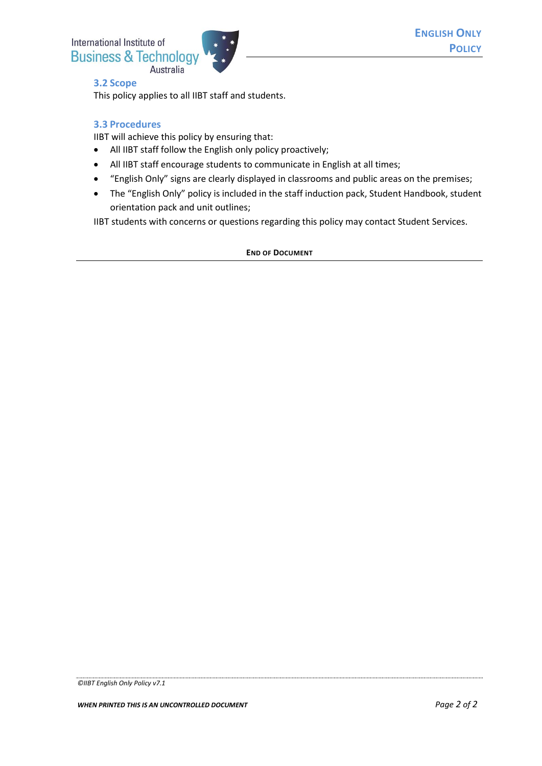### 3.2 Scope

This policy applies to all IIBT staff and students.

### 3.3 Procedures

IIBT will achieve this policy by ensuring that:

- All IIBT staff follow the English only policy proactively;
- All IIBT staff encourage students to communicate in English at all times;
- "English Only" signs are clearly displayed in classrooms and public areas on the premises;
- The "English Only" policy is included in the staff induction pack, Student Handbook, student orientation pack and unit outlines;

IIBT students with concerns or questions regarding this policy may contact Student Services.

**END OF DOCUMENT**